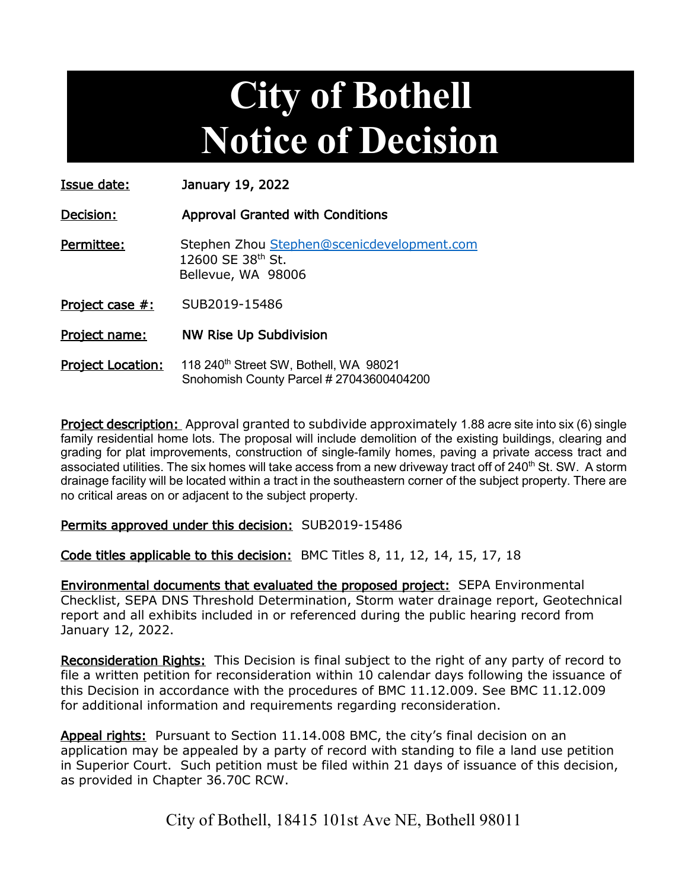# City of Bothell
# Notice of Decision

**Issue date:** January 19, 2022

**Decision:** Approval Granted with Conditions

**Permittee:** Stephen Zhou Stephen@scenicdevelopment.com
12600 SE 38th St.
Bellevue, WA 98006

**Project case #:** SUB2019-15486

**Project name:** NW Rise Up Subdivision

**Project Location:** 118 240th Street SW, Bothell, WA 98021
Snohomish County Parcel # 27043600404200

**Project description:** Approval granted to subdivide approximately 1.88 acre site into six (6) single family residential home lots. The proposal will include demolition of the existing buildings, clearing and grading for plat improvements, construction of single-family homes, paving a private access tract and associated utilities. The six homes will take access from a new driveway tract off of 240th St. SW. A storm drainage facility will be located within a tract in the southeastern corner of the subject property. There are no critical areas on or adjacent to the subject property.

**Permits approved under this decision:** SUB2019-15486

**Code titles applicable to this decision:** BMC Titles 8, 11, 12, 14, 15, 17, 18

**Environmental documents that evaluated the proposed project:** SEPA Environmental Checklist, SEPA DNS Threshold Determination, Storm water drainage report, Geotechnical report and all exhibits included in or referenced during the public hearing record from January 12, 2022.

**Reconsideration Rights:** This Decision is final subject to the right of any party of record to file a written petition for reconsideration within 10 calendar days following the issuance of this Decision in accordance with the procedures of BMC 11.12.009. See BMC 11.12.009 for additional information and requirements regarding reconsideration.

**Appeal rights:** Pursuant to Section 11.14.008 BMC, the city's final decision on an application may be appealed by a party of record with standing to file a land use petition in Superior Court. Such petition must be filed within 21 days of issuance of this decision, as provided in Chapter 36.70C RCW.

City of Bothell, 18415 101st Ave NE, Bothell 98011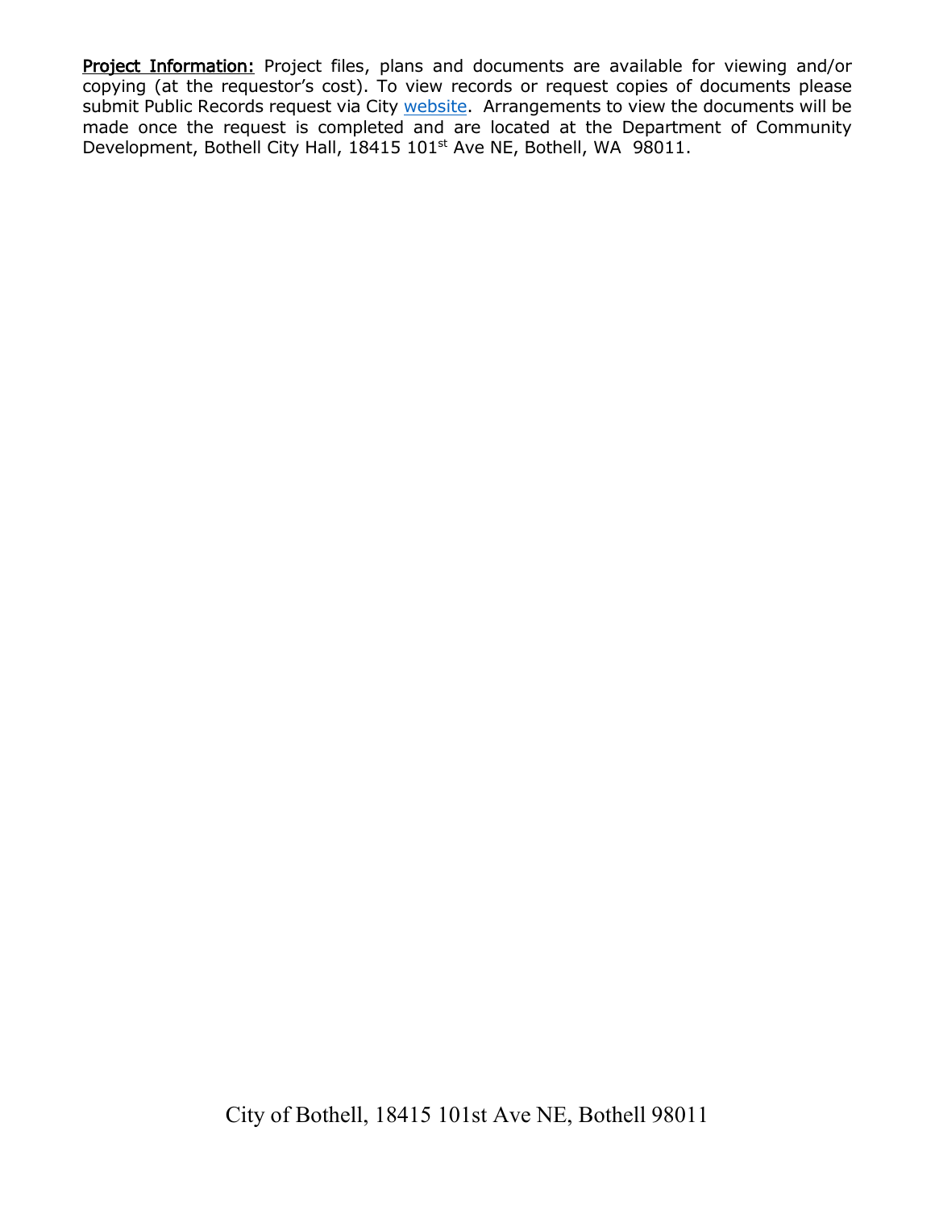**Project Information:** Project files, plans and documents are available for viewing and/or copying (at the requestor's cost). To view records or request copies of documents please submit Public Records request via City website. Arrangements to view the documents will be made once the request is completed and are located at the Department of Community Development, Bothell City Hall, 18415 101st Ave NE, Bothell, WA 98011.